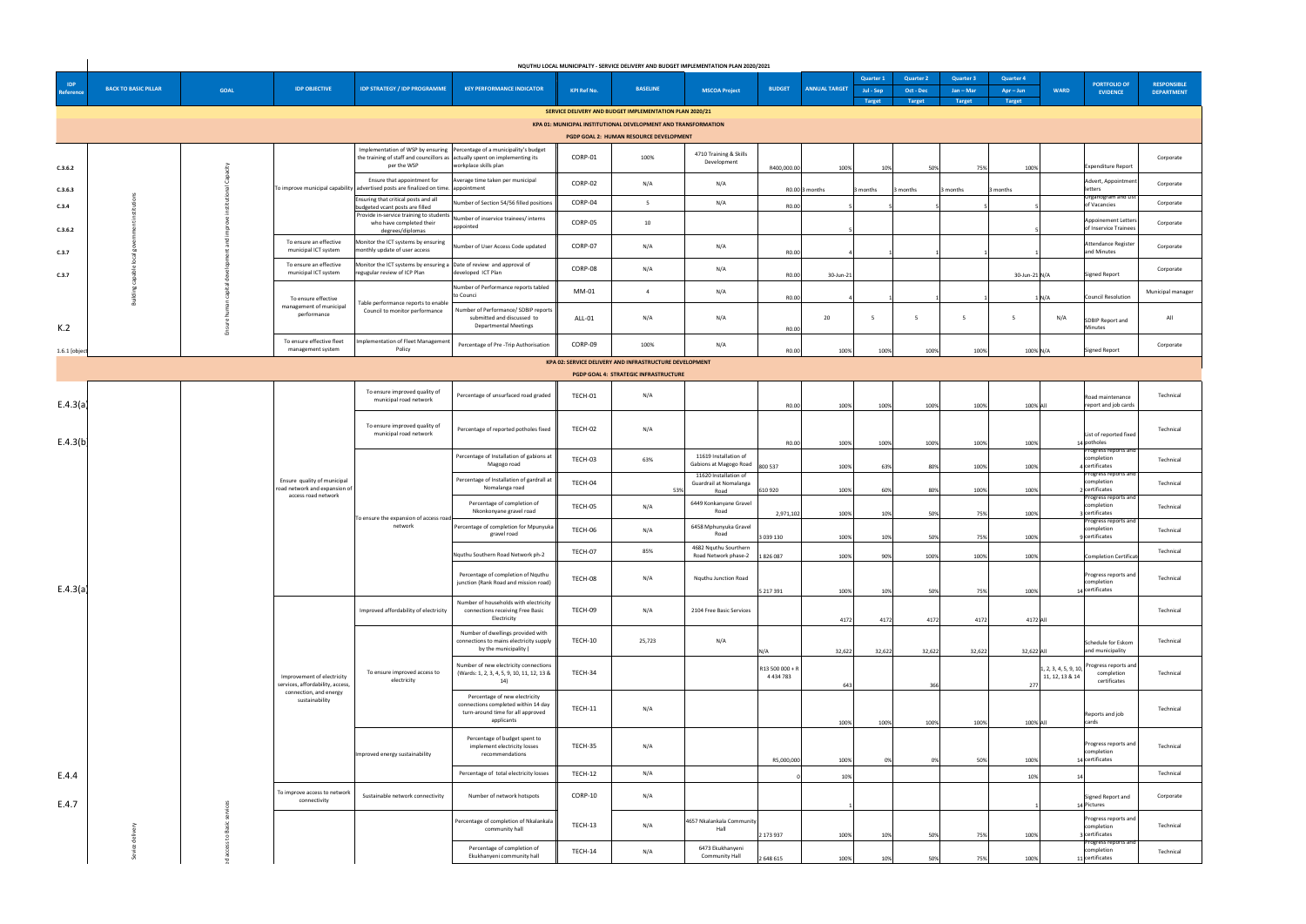# NQUTHU LOCAL MUNICIPALTY - SERVICE DELIVERY AND BUDGET IMPLEMENTATION PLAN 2020/2021

| IDP Reference | BACK TO BASIC PILLAR | GOAL | IDP OBJECTIVE | IDP STRATEGY / IDP PROGRAMME | KEY PERFORMANCE INDICATOR | KPI Ref No. | BASELINE | MSCOA Project | BUDGET | ANNUAL TARGET | Quarter 1 Jul - Sep Target | Quarter 2 Oct - Dec Target | Quarter 3 Jan – Mar Target | Quarter 4 Apr – Jun Target | WARD | PORTFOLIO OF EVIDENCE | RESPONSIBLE DEPARTMENT |
|---|---|---|---|---|---|---|---|---|---|---|---|---|---|---|---|---|---|
| **SERVICE DELIVERY AND BUDGET IMPLEMENTATION PLAN 2020/21** | | | | | | | | | | | | | | | | | |
| **KPA 01: MUNICIPAL INSTITUTIONAL DEVELOPMENT AND TRANSFORMATION** | | | | | | | | | | | | | | | | | |
| **PGDP GOAL 2: HUMAN RESOURCE DEVELOPMENT** | | | | | | | | | | | | | | | | | |
| C.3.6.2 | Building capable local government institutions | Ensure human capital development and improve institutional Capacity | To improve municipal capability | Implementation of WSP by ensuring the training of staff and councillors as per the WSP | Percentage of a municipality's budget actually spent on implementing its workplace skills plan | CORP-01 | 100% | 4710 Training & Skills Development | R400,000.00 | 100% | 10% | 50% | 75% | 100% | | Expenditure Report | Corporate |
| C.3.6.3 | | | | Ensure that appointment for advertised posts are finalized on time. | Average time taken per municipal appointment | CORP-02 | N/A | N/A | R0.00 | 3 months | 3 months | 3 months | 3 months | 3 months | | Advert, Appointment letters | Corporate |
| C.3.4 | | | | Ensuring that critical posts and all budgeted vcant posts are filled | Number of Section 54/56 filled positions | CORP-04 | 5 | N/A | R0.00 | 5 | 5 | 5 | 5 | 5 | | Organogram and List of Vacancies | Corporate |
| C.3.6.2 | | | | Provide in-service training to students who have completed their degrees/diplomas | Number of inservice trainees/ interns appointed | CORP-05 | 10 | | | 5 | | | | 5 | | Appoinement Letters of Inservice Trainees | Corporate |
| C.3.7 | | | To ensure an effective municipal ICT system | Monitor the ICT systems by ensuring monthly update of user access | Number of User Access Code updated | CORP-07 | N/A | N/A | R0.00 | 4 | 1 | 1 | 1 | 1 | | Attendance Register and Minutes | Corporate |
| C.3.7 | | | To ensure an effective municipal ICT system | Monitor the ICT systems by ensuring a regugular review of ICP Plan | Date of review and approval of developed ICT Plan | CORP-08 | N/A | N/A | R0.00 | 30-Jun-21 | | | | 30-Jun-21 | N/A | Signed Report | Corporate |
| | | | To ensure effective management of municipal performance | Table performance reports to enable Council to monitor performance | Number of Performance reports tabled to Counci | MM-01 | 4 | N/A | R0.00 | 4 | 1 | 1 | 1 | 1 | N/A | Council Resolution | Municipal manager |
| K.2 | | | | | Number of Performance/ SDBIP reports submitted and discussed to Departmental Meetings | ALL-01 | N/A | N/A | R0.00 | 20 | 5 | 5 | 5 | 5 | N/A | SDBIP Report and Minutes | All |
| 1.6.1 (object | | | To ensure effective fleet management system | Implementation of Fleet Management Policy | Percentage of Pre -Trip Authorisation | CORP-09 | 100% | N/A | R0.00 | 100% | 100% | 100% | 100% | 100% | N/A | Signed Report | Corporate |
| **KPA 02: SERVICE DELIVERY AND INFRASTRUCTURE DEVELOPMENT** | | | | | | | | | | | | | | | | | |
| **PGDP GOAL 4: STRATEGIC INFRASTRUCTURE** | | | | | | | | | | | | | | | | | |
| E.4.3(a) | | | Ensure quality of municipal road network and expansion of access road network | To ensure improved quality of municipal road network | Percentage of unsurfaced road graded | TECH-01 | N/A | | R0.00 | 100% | 100% | 100% | 100% | 100% | All | Road maintenance report and job cards | Technical |
| E.4.3(b) | | | | To ensure improved quality of municipal road network | Percentage of reported potholes fixed | TECH-02 | N/A | | R0.00 | 100% | 100% | 100% | 100% | 100% | 14 | List of reported fixed potholes | Technical |
| | | | | To ensure the expansion of access road network | Percentage of Installation of gabions at Magogo road | TECH-03 | 63% | 11619 Installation of Gabions at Magogo Road | 800 537 | 100% | 63% | 80% | 100% | 100% | 4 | Progress reports and completion certificates | Technical |
| | | | | | Percentage of Installation of gardrail at Nomalanga road | TECH-04 | 53% | 11620 Installation of Guardrail at Nomalanga Road | 610 920 | 100% | 60% | 80% | 100% | 100% | 2 | Progress reports and completion certificates | Technical |
| | | | | | Percentage of completion of Nkonkonyane gravel road | TECH-05 | N/A | 6449 Konkanyane Gravel Road | 2,971,102 | 100% | 10% | 50% | 75% | 100% | 3 | Progress reports and completion certificates | Technical |
| | | | | | Percentage of completion for Mpunyuka gravel road | TECH-06 | N/A | 6458 Mphunyuka Gravel Road | 3 039 130 | 100% | 10% | 50% | 75% | 100% | 9 | Progress reports and completion certificates | Technical |
| | | | | | Nquthu Southern Road Network ph-2 | TECH-07 | 85% | 4682 Nquthu Southern Road Network phase-2 | 1 826 087 | 100% | 90% | 100% | 100% | 100% | | Completion Certificat | Technical |
| E.4.3(a) | | | | | Percentage of completion of Nquthu junction (Rank Road and mission road) | TECH-08 | N/A | Nquthu Junction Road | 5 217 391 | 100% | 10% | 50% | 75% | 100% | 14 | Progress reports and completion certificates | Technical |
| | | | Improvement of electricity services, affordability, access, connection, and energy sustainability | Improved affordability of electricity | Number of households with electricity connections receiving Free Basic Electricity | TECH-09 | N/A | 2104 Free Basic Services | | 4172 | 4172 | 4172 | 4172 | 4172 | All | | Technical |
| | | | | To ensure improved access to electricity | Number of dwellings provided with connections to mains electricity supply by the municipality ( | TECH-10 | 25,723 | N/A | N/A | 32,622 | 32,622 | 32,622 | 32,622 | 32,622 | All | Schedule for Eskom and municipality | Technical |
| | | | | | Number of new electricity connections (Wards: 1, 2, 3, 4, 5, 9, 10, 11, 12, 13 & 14) | TECH-34 | | | R13 500 000 + R 4 434 783 | 643 | | 366 | | 277 | 1, 2, 3, 4, 5, 9, 10, 11, 12, 13 & 14 | Progress reports and completion certificates | Technical |
| | | | | | Percentage of new electricity connections completed within 14 day turn-around time for all approved applicants | TECH-11 | N/A | | | 100% | 100% | 100% | 100% | 100% | All | Reports and job cards | Technical |
| | | | | Improved energy sustainability | Percentage of budget spent to implement electricity losses recommendations | TECH-35 | N/A | | R5,000,000 | 100% | 0% | 0% | 50% | 100% | 14 | Progress reports and completion certificates | Technical |
| E.4.4 | | | | | Percentage of total electricity losses | TECH-12 | N/A | | 0 | 10% | | | | 10% | 14 | | Technical |
| E.4.7 | Sevice delivery | ...ed access to Basic services | To improve access to network connectivity | Sustainable network connectivity | Number of network hotspots | CORP-10 | N/A | | | 1 | | | | 1 | 14 | Signed Report and Pictures | Corporate |
| | | | | | Percentage of completion of Nkalankala community hall | TECH-13 | N/A | 4657 Nkalankala Community Hall | 2 173 937 | 100% | 10% | 50% | 75% | 100% | 3 | Progress reports and completion certificates | Technical |
| | | | | | Percentage of completion of Ekukhanyeni community hall | TECH-14 | N/A | 6473 Ekukhanyeni Community Hall | 2 648 615 | 100% | 10% | 50% | 75% | 100% | 11 | Progress reports and completion certificates | Technical |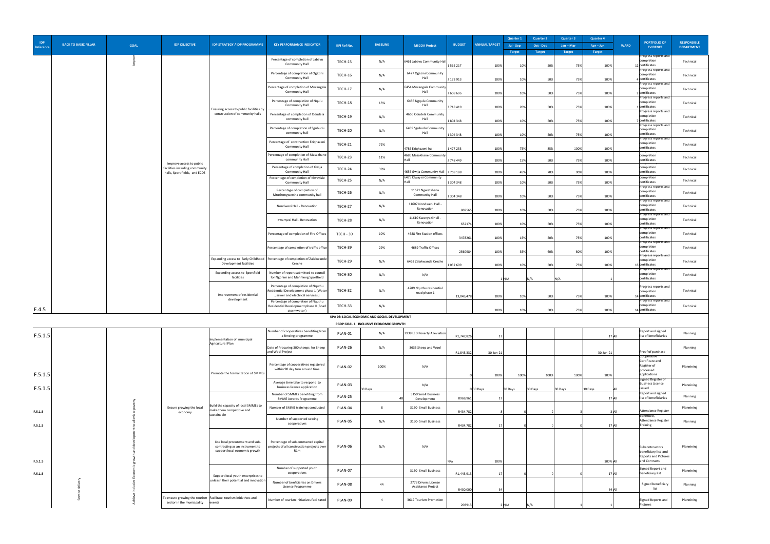| IDP Reference | BACK TO BASIC PILLAR | GOAL | IDP OBJECTIVE | IDP STRATEGY / IDP PROGRAMME | KEY PERFORMANCE INDICATOR | KPI Ref No. | BASELINE | MSCOA Project | BUDGET | ANNUAL TARGET | Quarter 1 Jul - Sep Target | Quarter 2 Oct - Dec Target | Quarter 3 Jan – Mar Target | Quarter 4 Apr – Jun Target | WARD | PORTFOLIO OF EVIDENCE | RESPONSIBLE DEPARTMENT |
|---|---|---|---|---|---|---|---|---|---|---|---|---|---|---|---|---|---|
| | | Improv | Improve access to public facilities including community halls, Sport fields, and ECDS | Ensuring access to public facilities by construction of community halls | Percentage of completion of Jabavu Community Hall | TECH-15 | N/A | 6461 Jabavu Community Hall | 1 565 217 | 100% | 10% | 50% | 75% | 100% | 12 | Progress reports and completion certificates | Technical |
| | | | | | Percentage of completion of Ogazini Community Hall | TECH-16 | N/A | 6477 Ogazini Community Hall | 2 173 913 | 100% | 10% | 50% | 75% | 100% | 4 | Progress reports and completion certificates | Technical |
| | | | | | Percentage of completion of Mnxangala Community Hall | TECH-17 | N/A | 6454 Mnxangala Community Hall | 2 608 696 | 100% | 10% | 50% | 75% | 100% | 2 | Progress reports and completion certificates | Technical |
| | | | | | Percentage of completion of Nqulu Community Hall | TECH-18 | 15% | 6456 Ngqulu Community Hall | 3 718 419 | 100% | 20% | 50% | 75% | 100% | 1 | Progress reports and completion certificates | Technical |
| | | | | | Percentage of completion of Odudela community hall | TECH-19 | N/A | 4656 Odudela Community Hall | 1 804 348 | 100% | 10% | 50% | 75% | 100% | 7 | Progress reports and completion certificates | Technical |
| | | | | | Percentage of completion of Sgubudu community hall | TECH-20 | N/A | 6459 Sgubudu Community Hall | 1 304 348 | 100% | 10% | 50% | 75% | 100% | | Progress reports and completion certificates | Technical |
| | | | | | Percentage of construction Eziqhazeni Community Hall | TECH-21 | 72% | 4786 Eziqhazeni hall | 1 477 253 | 100% | 75% | 85% | 100% | 100% | | Progress reports and completion certificates | Technical |
| | | | | | Percentage of completion of Masakhane community hall | TECH-23 | 11% | 4686 Masakhane Communty Hall | 2 748 449 | 100% | 15% | 50% | 75% | 100% | | completion certificates | Technical |
| | | | | | Percentage of completion of Gwija Community Hall | TECH-24 | 39% | 4655 Gwija Community Hall | 2 769 188 | 100% | 45% | 70% | 90% | 100% | | completion certificates | Technical |
| | | | | | Percentage of completion of Klwayisie Community Hall | TECH-25 | N/A | 6475 Klwayisi Community Hall | 1 304 348 | 100% | 10% | 50% | 75% | 100% | | completion certificates | Technical |
| | | | | | Percentage of completion of Mntshongwetsha community hall | TECH-26 | N/A | 11621 Ngwetshana Community Hall | 1 304 348 | 100% | 10% | 50% | 75% | 100% | | Progress reports and completion certificates | Technical |
| | | | | | Nondweni Hall - Renovation | TECH-27 | N/A | 11607 Nondweni Hall - Renovation | 869565 | 100% | 10% | 50% | 75% | 100% | | Progress reports and completion certificates | Technical |
| | | | | | Kwanyezi Hall - Renovation | TECH-28 | N/A | 11610 Kwanyezi Hall - Renovation | 652174 | 100% | 10% | 50% | 75% | 100% | | Progress reports and completion certificates | Technical |
| | | | | | Percentage of completion of Fire Offices | TECH - 39 | 10% | 4688 Fire Station offices | 3478261 | 100% | 15% | 50% | 75% | 100% | | Progress reports and completion certificates | Technical |
| | | | | | Percentage of completion of traffic office | TECH-39 | 29% | 4689 Traffic Offices | 2560984 | 100% | 35% | 60% | 80% | 100% | | Progress reports and completion certificates | Technical |
| | | | | Expanding access to Early Childhood Development facilities | Percentage of completion of Zalakwande Creche | TECH-29 | N/A | 6463 Zalakwanda Creche | 1 032 609 | 100% | 10% | 50% | 75% | 100% | 13 | Progress reports and completion certificates | Technical |
| | | | | Expanding access to Sportfield facilities | Number of report submitted to council for Ngonini and Mafihleng Sportfield | TECH-30 | N/A | N/A | | 1 | N/A | N/A | N/A | 1 | | Progress reports and completion certificates | Technical |
| | | | | Improvement of residential development | Percentage of completion of Nquthu Residential Development phase 1 (Water , sewer and electrical services ) | TECH-32 | N/A | 4789 Nquthu residential road phase 1 | 13,043,478 | 100% | 10% | 50% | 75% | 100% | 14 | Progress reports and completion certificates | Technical |
| E.4.5 | | | | | Percentage of completion of Nquthu Residential Development phase II (Road stormwater ) | TECH-33 | N/A | | | 100% | 10% | 50% | 75% | 100% | 14 | Progress reports and completion certificates | Technical |
| | | | | | | | KPA 03: LOCAL ECONOMIC AND SOCIAL DEVELOPMENT | | | | | | | | | | |
| | | | | | | | PGDP GOAL 1: INCLUSIVE ECONOMIC GROWTH | | | | | | | | | | |
| F.5.1.5 | Service delivery | Achieve inclusive Economic growth and development to alleviate poverty | Ensure growing the local economy | Implementation of municipal Agricultural Plan | Number of cooperatives benefiting from a fencing programme | PLAN-01 | N/A | 2939 LED Poverty Alleviation | R1,747,826 | 17 | | | | 17 | All | Report and signed list of beneficiaries | Planning |
| | | | | | Date of Procuring 300 sheeps for Sheep and Wool Project | PLAN-26 | N/A | 3635 Sheep and Wool | R1,843,332 | 30-Jun-21 | | | | 30-Jun-21 | | Proof of purchase | Planning |
| F.5.1.5 | | | | Promote the formalization of SMMEs | Percentage of cooperatives registered within 90 day turn around time | PLAN-02 | 100% | N/A | 0 | 100% | 100% | 100% | 100% | 100% | | Cooperative Certificate and Register of processed applications | Plannining |
| F.5.1.5 | | | | | Average time take to respond to business licence application | PLAN-03 | 30 Days | N/A | 0 | 30 Days | 30 Days | 30 Days | 30 Days | 30 Days | All | Signed Register of Business Licence issued | Plannining |
| | | | | Build the capacity of local SMMEs to make them competitive and sustainable | Number of SMMEs benefiting from SMME Awards Programme | PLAN-25 | 40 | 3150 Small Business Development | R969,961 | 17 | | | | 17 | All | Report and signed list of beneficiaries | Planning |
| F.5.1.5 | | | | | Number of SMME trainings conducted | PLAN-04 | 8 | 3150- Small Business | R434,782 | 8 | 0 | 2 | 3 | 3 | All | Attendance Register | Plannining |
| F.5.1.5 | | | | | Number of supported sewing cooperatives | PLAN-05 | N/A | 3150- Small Business | R434,782 | 17 | 0 | 0 | 0 | 17 | All | Benefited, Attendance Register Training | Planning |
| F.5.1.5 | | | | Use local procurement and sub-contracting as an instrument to support local economic growth | Percentage of sub-contracted capital projects of all construction projects over R1m | PLAN-06 | N/A | N/A | N/a | 100% | | | | 100% | All | Subcontractors beneficiary list and Reports and Pictures and Contracts | Plannining |
| F.5.1.5 | | | | Support local youth enterprises to unleash their potential and innovation | Number of supported youth cooperatives | PLAN-07 | | 3150- Small Business | R1,443,913 | 17 | 0 | 0 | 0 | 17 | All | Signed Report and Beneficiary list | Plannining |
| | | | | | Number of benficiaries on Drivers Licence Programme | PLAN-08 | 44 | 2773 Drivers License Assistance Project | R430,000 | 34 | | | | 34 | All | Signed beneficiary list | Planning |
| | | | To ensure growing the tourism sector in the municipality | Facilitate tourism initiatives and events | Number of tourism initiatives facilitated | PLAN-09 | 4 | 3619 Tourism Promotion | 203913 | 2 | N/A | N/A | 1 | 1 | | Signed Reports and Pictures | Plannining |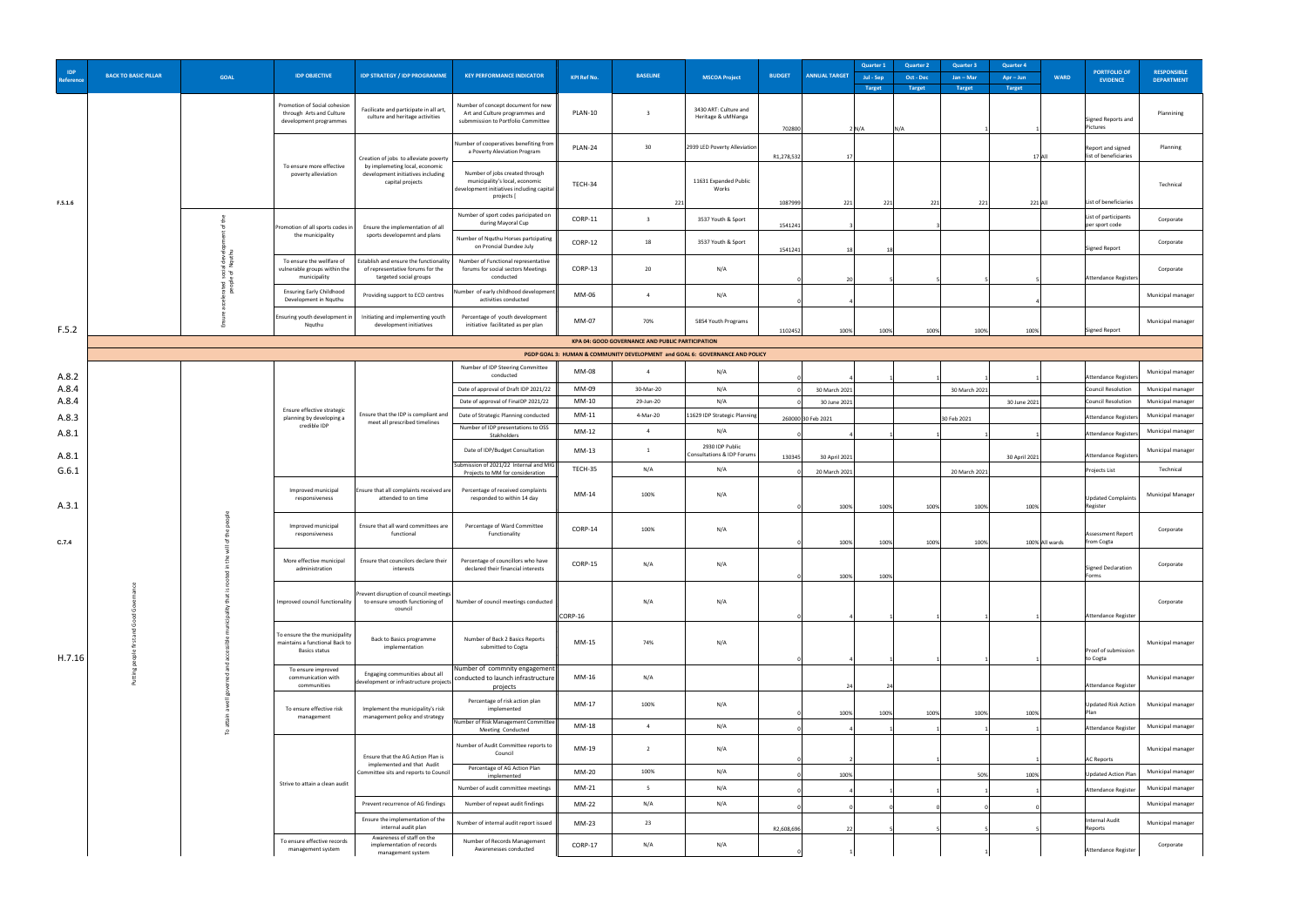| IDP Reference | BACK TO BASIC PILLAR | GOAL | IDP OBJECTIVE | IDP STRATEGY / IDP PROGRAMME | KEY PERFORMANCE INDICATOR | KPI Ref No. | BASELINE | MSCOA Project | BUDGET | ANNUAL TARGET | Quarter 1 Jul - Sep Target | Quarter 2 Oct - Dec Target | Quarter 3 Jan – Mar Target | Quarter 4 Apr – Jun Target | WARD | PORTFOLIO OF EVIDENCE | RESPONSIBLE DEPARTMENT |
|---|---|---|---|---|---|---|---|---|---|---|---|---|---|---|---|---|---|
| | | | Promotion of Social cohesion through Arts and Culture development programmes | Facilicate and participate in all art, culture and heritage activities | Number of concept document for new Art and Culture programmes and subbmission to Portfolio Committee | PLAN-10 | 3 | 3430 ART: Culture and Heritage & uMhlanga | 702800 | 2 | N/A | N/A | 1 | 1 | | Signed Reports and Pictures | Plannining |
| | | | To ensure more effective poverty alleviation | Creation of jobs to alleviate poverty by implemeting local, economic development initiatives including capital projects | Number of cooperatives benefiting from a Poverty Aleviation Program | PLAN-24 | 30 | 2939 LED Poverty Alleviation | R1,278,532 | 17 | | | | 17 | All | Report and signed list of beneficiaries | Planning |
| F.5.1.6 | | | | | Number of jobs created through municipality's local, economic development initiatives including capital projects [ | TECH-34 | 221 | 11631 Expanded Public Works | 1087999 | 221 | 221 | 221 | 221 | 221 | All | List of beneficiaries | Technical |
| | | Ensure accelerated social development of the people of Nquthu | Promotion of all sports codes in the municipality | Ensure the implementation of all sports developemnt and plans | Number of sport codes paricipated on during Mayoral Cup | CORP-11 | 3 | 3537 Youth & Sport | 1541241 | 3 | | 3 | | | | List of participants per sport code | Corporate |
| | | | | | Number of Nquthu Horses partcipating on Proncial Dundee July | CORP-12 | 18 | 3537 Youth & Sport | 1541241 | 18 | 18 | | | | | Signed Report | Corporate |
| | | | To ensure the wellfare of vulnerable groups within the municipality | Establish and ensure the functionality of representative forums for the targeted social groups | Number of Functional representative forums for social sectors Meetings conducted | CORP-13 | 20 | N/A | 0 | 20 | 5 | 5 | 5 | 5 | | Attendance Registers | Corporate |
| | | | Ensuring Early Childhood Development in Nquthu | Providing support to ECD centres | Number of early childhood development activities conducted | MM-06 | 4 | N/A | 0 | 4 | | | | 4 | | | Municipal manager |
| F.5.2 | | | Ensuring youth development in Nquthu | Initiating and implementing youth development initiatives | Percentage of youth development initiative facilitated as per plan | MM-07 | 70% | 5854 Youth Programs | 1102452 | 100% | 100% | 100% | 100% | 100% | | Signed Report | Municipal manager |
| KPA 04: GOOD GOVERNANCE AND PUBLIC PARTICIPATION | | | | | | | | | | | | | | | | | |
| PGDP GOAL 3: HUMAN & COMMUNITY DEVELOPMENT and GOAL 6: GOVERNANCE AND POLICY | | | | | | | | | | | | | | | | | |
| A.8.2 | Putting people first and Good Governance | To attain a well governed and accessible municipality that is rooted in the will of the people | Ensure effective strategic planning by developing a credible IDP | Ensure that the IDP is compliant and meet all prescribed timelines | Number of IDP Steering Committee conducted | MM-08 | 4 | N/A | 0 | 4 | 1 | 1 | 1 | 1 | | Attendance Registers | Municipal manager |
| A.8.4 | | | | | Date of approval of Draft IDP 2021/22 | MM-09 | 30-Mar-20 | N/A | 0 | 30 March 2021 | | | 30 March 2021 | | | Council Resolution | Municipal manager |
| A.8.4 | | | | | Date of approval of FinalDP 2021/22 | MM-10 | 29-Jun-20 | N/A | 0 | 30 June 2021 | | | | 30 June 2021 | | Council Resolution | Municipal manager |
| A.8.3 | | | | | Date of Strategic Planning conducted | MM-11 | 4-Mar-20 | 11629 IDP Strategic Planning | 260000 | 30 Feb 2021 | | | 30 Feb 2021 | | | Attendance Registers | Municipal manager |
| A.8.1 | | | | | Number of IDP presentations to OSS Stakholders | MM-12 | 4 | N/A | 0 | 4 | 1 | 1 | 1 | 1 | | Attendance Registers | Municipal manager |
| A.8.1 | | | | | Date of IDP/Budget Consultation | MM-13 | 1 | 2930 IDP Public Consultations & IDP Forums | 130345 | 30 April 2021 | | | | 30 April 2021 | | Attendance Registers | Municipal manager |
| G.6.1 | | | | | Submission of 2021/22 Internal and MIG Projects to MM for consideration | TECH-35 | N/A | N/A | 0 | 20 March 2021 | | | 20 March 2021 | | | Projects List | Technical |
| A.3.1 | | | Improved municipal responsiveness | Ensure that all complaints received are attended to on time | Percentage of received complaints responded to within 14 day | MM-14 | 100% | N/A | 0 | 100% | 100% | 100% | 100% | 100% | | Updated Complaints Register | Municipal Manager |
| C.7.4 | | | Improved municipal responsiveness | Ensure that all ward committees are functional | Percentage of Ward Committee Functionality | CORP-14 | 100% | N/A | 0 | 100% | 100% | 100% | 100% | 100% | All wards | Assessment Report from Cogta | Corporate |
| | | | More effective municipal administration | Ensure that councilors declare their interests | Percentage of councillors who have declared their financial interests | CORP-15 | N/A | N/A | 0 | 100% | 100% | | | | | Signed Declaration Forms | Corporate |
| | | | Improved council functionality | Prevent disruption of council meetings to ensure smooth functioning of council | Number of council meetings conducted | CORP-16 | N/A | N/A | 0 | 4 | 1 | 1 | 1 | 1 | | Attendance Register | Corporate |
| H.7.16 | | | To ensure the municipality maintains a functional Back to Basics status | Back to Basics programme implementation | Number of Back 2 Basics Reports submitted to Cogta | MM-15 | 74% | N/A | 0 | 4 | 1 | 1 | 1 | 1 | | Proof of submission to Cogta | Municipal manager |
| | | | To ensure improved communication with communities | Engaging communities about all development or infrastructure projects | Number of commnity engagement conducted to launch infrastructure projects | MM-16 | N/A | | | 24 | 24 | | | | | Attendance Register | Municipal manager |
| | | | To ensure effective risk management | Implement the municipality's risk management policy and strategy | Percentage of risk action plan implemented | MM-17 | 100% | N/A | 0 | 100% | 100% | 100% | 100% | 100% | | Updated Risk Action Plan | Municipal manager |
| | | | | | Number of Risk Management Committee Meeting Conducted | MM-18 | 4 | N/A | 0 | 4 | 1 | 1 | 1 | 1 | | Attendance Register | Municipal manager |
| | | | Strive to attain a clean audit | Ensure that the AG Action Plan is implemented and that Audit Committee sits and reports to Council | Number of Audit Committee reports to Council | MM-19 | 2 | N/A | 0 | 2 | | 1 | | 1 | | AC Reports | Municipal manager |
| | | | | | Percentage of AG Action Plan implemented | MM-20 | 100% | N/A | 0 | 100% | | | 50% | 100% | | Updated Action Plan | Municipal manager |
| | | | | | Number of audit committee meetings | MM-21 | 5 | N/A | 0 | 4 | 1 | 1 | 1 | 1 | | Attendance Register | Municipal manager |
| | | | | Prevent recurrence of AG findings | Number of repeat audit findings | MM-22 | N/A | N/A | 0 | 0 | 0 | 0 | 0 | 0 | | | Municipal manager |
| | | | | Ensure the implementation of the internal audit plan | Number of internal audit report issued | MM-23 | 23 | | R2,608,696 | 22 | 5 | 5 | 5 | 5 | | Internal Audit Reports | Municipal manager |
| | | | To ensure effective records management system | Awareness of staff on the implementation of records management system | Number of Records Management Awareneses conducted | CORP-17 | N/A | N/A | 0 | 1 | | | 1 | | | Attendance Register | Corporate |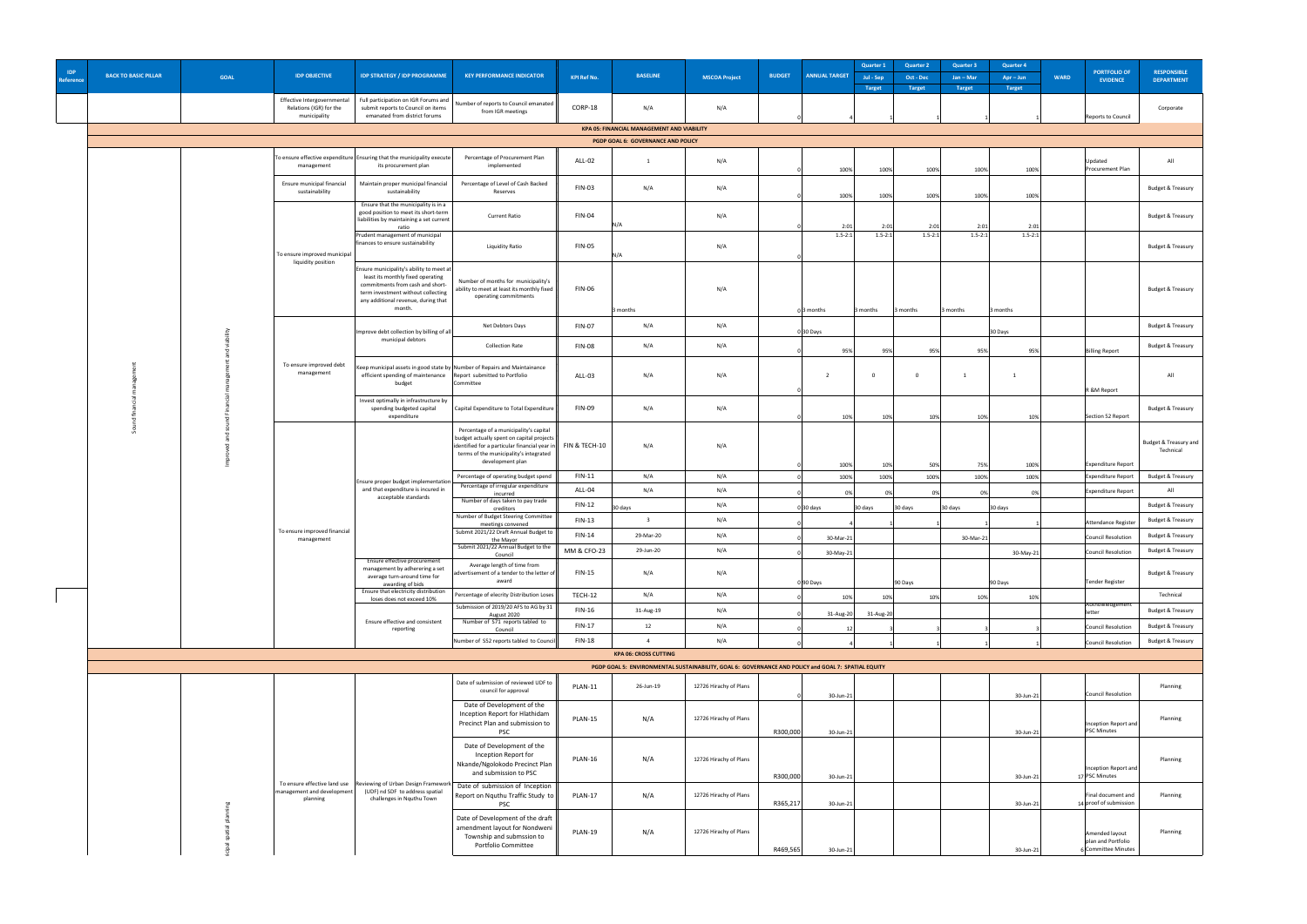| IDP Reference | BACK TO BASIC PILLAR | GOAL | IDP OBJECTIVE | IDP STRATEGY / IDP PROGRAMME | KEY PERFORMANCE INDICATOR | KPI Ref No. | BASELINE | MSCOA Project | BUDGET | ANNUAL TARGET | Quarter 1 Jul - Sep Target | Quarter 2 Oct - Dec Target | Quarter 3 Jan – Mar Target | Quarter 4 Apr – Jun Target | WARD | PORTFOLIO OF EVIDENCE | RESPONSIBLE DEPARTMENT |
|---|---|---|---|---|---|---|---|---|---|---|---|---|---|---|---|---|---|
| | | | Effective Intergovernmental Relations (IGR) for the municipality | Full participation on IGR Forums and submit reports to Council on items emanated from district forums | Number of reports to Council emanated from IGR meetings | CORP-18 | N/A | N/A | 0 | 4 | 1 | 1 | 1 | 1 | | Reports to Council | Corporate |
| **KPA 05: FINANCIAL MANAGEMENT AND VIABILITY** | | | | | | | | | | | | | | | | | |
| **PGDP GOAL 6: GOVERNANCE AND POLICY** | | | | | | | | | | | | | | | | | |
| | Sound financial management | Improved and sound Financial management and viability | To ensure effective expenditure management | Ensuring that the municipality execute its procurement plan | Percentage of Procurement Plan implemented | ALL-02 | 1 | N/A | 0 | 100% | 100% | 100% | 100% | 100% | | Updated Procurement Plan | All |
| | | | Ensure municipal financial sustainability | Maintain proper municipal financial sustainability | Percentage of Level of Cash Backed Reserves | FIN-03 | N/A | N/A | 0 | 100% | 100% | 100% | 100% | 100% | | | Budget & Treasury |
| | | | To ensure improved municipal liquidity position | Ensure that the municipality is in a good position to meet its short-term liabilities by maintaining a set current ratio | Current Ratio | FIN-04 | N/A | N/A | 0 | 2:01 | 2:01 | 2:01 | 2:01 | 2:01 | | | Budget & Treasury |
| | | | | Prudent management of municipal finances to ensure sustainability | Liquidity Ratio | FIN-05 | N/A | N/A | 0 | 1.5-2:1 | 1.5-2:1 | 1.5-2:1 | 1.5-2:1 | 1.5-2:1 | | | Budget & Treasury |
| | | | | Ensure municipality's ability to meet at least its monthly fixed operating commitments from cash and short-term investment without collecting any additional revenue, during that month. | Number of months for municipality's ability to meet at least its monthly fixed operating commitments | FIN-06 | 3 months | N/A | 0 | 3 months | 3 months | 3 months | 3 months | 3 months | | | Budget & Treasury |
| | | | To ensure improved debt management | Improve debt collection by billing of all municipal debtors | Net Debtors Days | FIN-07 | N/A | N/A | 0 | 30 Days | | | | 30 Days | | | Budget & Treasury |
| | | | | | Collection Rate | FIN-08 | N/A | N/A | 0 | 95% | 95% | 95% | 95% | 95% | | Billing Report | Budget & Treasury |
| | | | | Keep municipal assets in good state by efficient spending of maintenance budget | Number of Repairs and Maintainance Report submitted to Portfolio Committee | ALL-03 | N/A | N/A | 0 | 2 | 0 | 0 | 1 | 1 | | R &M Report | All |
| | | | | Invest optimally in infrastructure by spending budgeted capital expenditure | Capital Expenditure to Total Expenditure | FIN-09 | N/A | N/A | 0 | 10% | 10% | 10% | 10% | 10% | | Section 52 Report | Budget & Treasury |
| | | | To ensure improved financial management | Ensure proper budget implementation and that expenditure is incurred in acceptable standards | Percentage of a municipality's capital budget actually spent on capital projects identified for a particular financial year in terms of the municipality's integrated development plan | FIN & TECH-10 | N/A | N/A | 0 | 100% | 10% | 50% | 75% | 100% | | Expenditure Report | Budget & Treasury and Technical |
| | | | | | Percentage of operating budget spend | FIN-11 | N/A | N/A | 0 | 100% | 100% | 100% | 100% | 100% | | Expenditure Report | Budget & Treasury |
| | | | | | Percentage of irregular expenditure incurred | ALL-04 | N/A | N/A | 0 | 0% | 0% | 0% | 0% | 0% | | Expenditure Report | All |
| | | | | | Number of days taken to pay trade creditors | FIN-12 | 30 days | N/A | 0 | 30 days | 30 days | 30 days | 30 days | 30 days | | | Budget & Treasury |
| | | | | | Number of Budget Steering Committee meetings convened | FIN-13 | 3 | N/A | 0 | 4 | 1 | 1 | 1 | 1 | | Attendance Register | Budget & Treasury |
| | | | | | Submit 2021/22 Draft Annual Budget to the Mayor | FIN-14 | 29-Mar-20 | N/A | 0 | 30-Mar-21 | | | 30-Mar-21 | | | Council Resolution | Budget & Treasury |
| | | | | | Submit 2021/22 Annual Budget to the Council | MM & CFO-23 | 29-Jun-20 | N/A | 0 | 30-May-21 | | | | 30-May-21 | | Council Resolution | Budget & Treasury |
| | | | | Ensure effective procurement management by adhering a set average turn-around time for awarding of bids | Average length of time from advertisement of a tender to the letter of award | FIN-15 | N/A | N/A | 0 | 90 Days | | 90 Days | | 90 Days | | Tender Register | Budget & Treasury |
| | | | | Ensure that electricity distribution loses does not exceed 10% | Percentage of elecrity Distribution Loses | TECH-12 | N/A | N/A | 0 | 10% | 10% | 10% | 10% | 10% | | | Technical |
| | | | | Ensure effective and consistent reporting | Submission of 2019/20 AFS to AG by 31 August 2020 | FIN-16 | 31-Aug-19 | N/A | 0 | 31-Aug-20 | 31-Aug-20 | | | | | Acknowledgement letter | Budget & Treasury |
| | | | | | Number of S71 reports tabled to Council | FIN-17 | 12 | N/A | 0 | 12 | 3 | 3 | 3 | 3 | | Council Resolution | Budget & Treasury |
| | | | | | Number of S52 reports tabled to Council | FIN-18 | 4 | N/A | 0 | 4 | 1 | 1 | 1 | 1 | | Council Resolution | Budget & Treasury |
| **KPA 06: CROSS CUTTING** | | | | | | | | | | | | | | | | | |
| **PGDP GOAL 5: ENVIRONMENTAL SUSTAINABILITY, GOAL 6: GOVERNANCE AND POLICY and GOAL 7: SPATIAL EQUITY** | | | | | | | | | | | | | | | | | |
| | | ...icipal spatial planning | To ensure effective land use management and development planning | Reviewing of Urban Design Framework (UDF) nd SDF to address spatial challenges in Nquthu Town | Date of submission of reviewed UDF to council for approval | PLAN-11 | 26-Jun-19 | 12726 Hirachy of Plans | 0 | 30-Jun-21 | | | | 30-Jun-21 | | Council Resolution | Planning |
| | | | | | Date of Development of the Inception Report for Hlathidam Precinct Plan and submission to PSC | PLAN-15 | N/A | 12726 Hirachy of Plans | R300,000 | 30-Jun-21 | | | | 30-Jun-21 | | Inception Report and PSC Minutes | Planning |
| | | | | | Date of Development of the Inception Report for Nkande/Ngolokodo Precinct Plan and submission to PSC | PLAN-16 | N/A | 12726 Hirachy of Plans | R300,000 | 30-Jun-21 | | | | 30-Jun-21 | 17 | PSC Minutes | Planning |
| | | | | | Date of submission of Inception Report on Nquthu Traffic Study to PSC | PLAN-17 | N/A | 12726 Hirachy of Plans | R365,217 | 30-Jun-21 | | | | 30-Jun-21 | 14 | Final document and proof of submission | Planning |
| | | | | | Date of Development of the draft amendment layout for Nondweni Township and submssion to Portfolio Committee | PLAN-19 | N/A | 12726 Hirachy of Plans | R469,565 | 30-Jun-21 | | | | 30-Jun-21 | 6 | Amended layout plan and Portfolio Committee Minutes | Planning |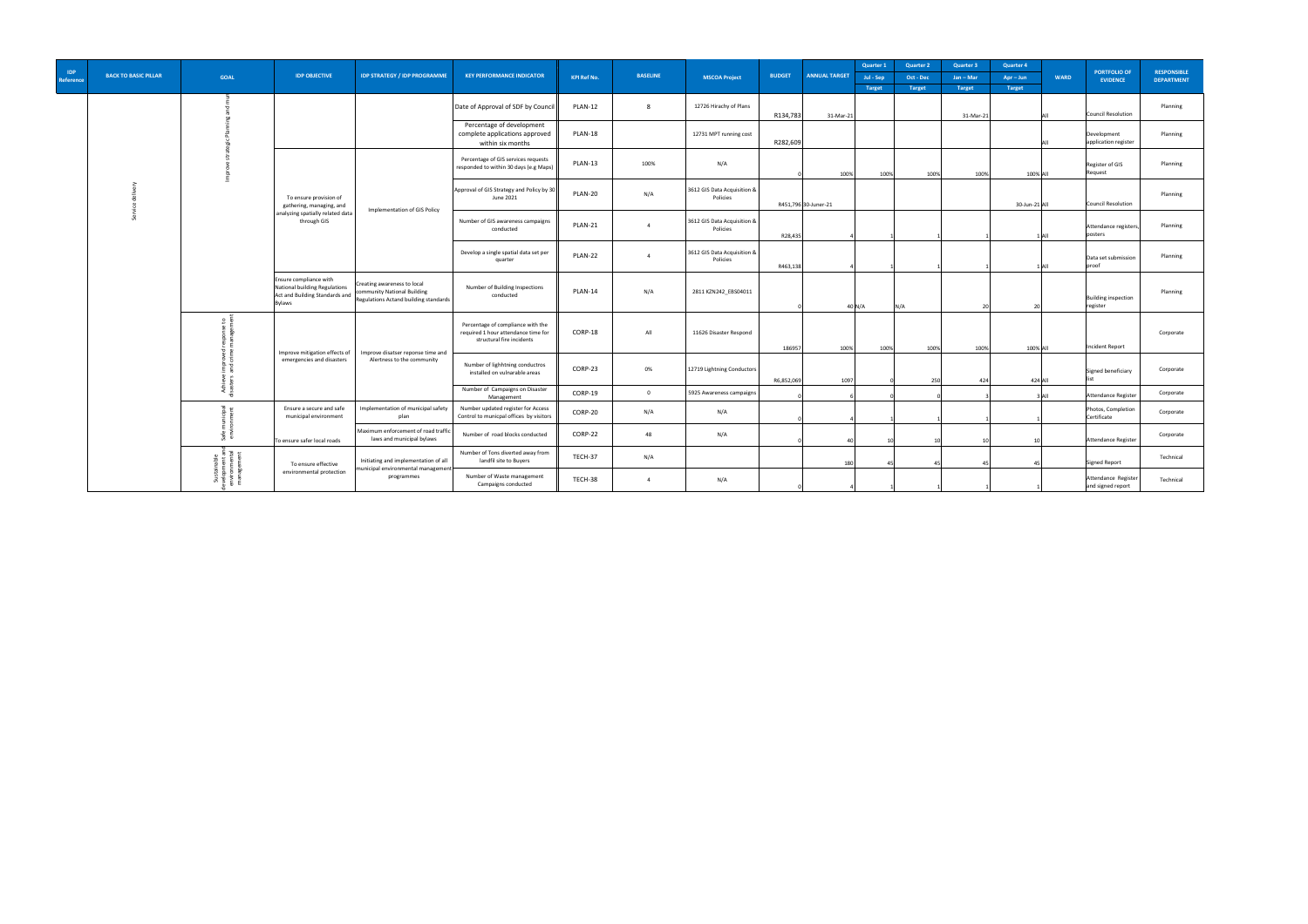| IDP Reference | BACK TO BASIC PILLAR | GOAL | IDP OBJECTIVE | IDP STRATEGY / IDP PROGRAMME | KEY PERFORMANCE INDICATOR | KPI Ref No. | BASELINE | MSCOA Project | BUDGET | ANNUAL TARGET | Quarter 1 Jul - Sep Target | Quarter 2 Oct - Dec Target | Quarter 3 Jan – Mar Target | Quarter 4 Apr – Jun Target | WARD | PORTFOLIO OF EVIDENCE | RESPONSIBLE DEPARTMENT |
|---|---|---|---|---|---|---|---|---|---|---|---|---|---|---|---|---|---|
| | Service delivery | Improve strategic Planning and mun | | | Date of Approval of SDF by Council | PLAN-12 | 8 | 12726 Hirachy of Plans | R134,783 | 31-Mar-21 | | | 31-Mar-21 | | All | Council Resolution | Planning |
| | | | | | Percentage of development complete applications approved within six months | PLAN-18 | | 12731 MPT running cost | R282,609 | | | | | | All | Development application register | Planning |
| | | | To ensure provision of gathering, managing, and analyzing spatially related data through GIS | Implementation of GIS Policy | Percentage of GIS services requests responded to within 30 days (e.g Maps) | PLAN-13 | 100% | N/A | 0 | 100% | 100% | 100% | 100% | 100% | All | Register of GIS Request | Planning |
| | | | | | Approval of GIS Strategy and Policy by 30 June 2021 | PLAN-20 | N/A | 3612 GIS Data Acquisition & Policies | R451,796 | 30-Juner-21 | | | | 30-Jun-21 | All | Council Resolution | Planning |
| | | | | | Number of GIS awareness campaigns conducted | PLAN-21 | 4 | 3612 GIS Data Acquisition & Policies | R28,435 | 4 | 1 | 1 | 1 | 1 | All | Attendance registers, posters | Planning |
| | | | | | Develop a single spatial data set per quarter | PLAN-22 | 4 | 3612 GIS Data Acquisition & Policies | R463,138 | 4 | 1 | 1 | 1 | 1 | All | Data set submission proof | Planning |
| | | | Ensure compliance with National building Regulations Act and Building Standards and Bylaws | Creating awareness to local community National Building Regulations Actand building standards | Number of Building Inspections conducted | PLAN-14 | N/A | 2811 KZN242_EBS04011 | 0 | 40 | N/A | N/A | 20 | 20 | | Building inspection register | Planning |
| | | Achieve improved response to disasters and crime management | Improve mitigation effects of emergencies and disasters | Improve disatser reponse time and Alertness to the community | Percentage of compliance with the required 1 hour attendance time for structural fire incidents | CORP-18 | All | 11626 Disaster Respond | 186957 | 100% | 100% | 100% | 100% | 100% | All | Incident Report | Corporate |
| | | | | | Number of lighhtning conductros installed on vulnerable areas | CORP-23 | 0% | 12719 Lightning Conductors | R6,852,069 | 1097 | 0 | 250 | 424 | 424 | All | Signed beneficiary list | Corporate |
| | | | | | Number of Campaigns on Disaster Management | CORP-19 | 0 | 5925 Awareness campaigns | 0 | 6 | 0 | 0 | 3 | 3 | All | Attendance Register | Corporate |
| | | Safe municipal environment | Ensure a secure and safe municipal environment | Implementation of municipal safety plan | Number updated register for Access Control to municpal offices by visitors | CORP-20 | N/A | N/A | 0 | 4 | 1 | 1 | 1 | 1 | | Photos, Completion Certificate | Corporate |
| | | | To ensure safer local roads | Maximum enforcement of road traffic laws and municipal bylaws | Number of road blocks conducted | CORP-22 | 48 | N/A | 0 | 40 | 10 | 10 | 10 | 10 | | Attendance Register | Corporate |
| | | Sustainable development and environmental management | To ensure effective environmental protection | Initiating and implementation of all municipal environmental management programmes | Number of Tons diverted away from landfill site to Buyers | TECH-37 | N/A | | | 180 | 45 | 45 | 45 | 45 | | Signed Report | Technical |
| | | | | | Number of Waste management Campaigns conducted | TECH-38 | 4 | N/A | 0 | 4 | 1 | 1 | 1 | 1 | | Attendance Register and signed report | Technical |